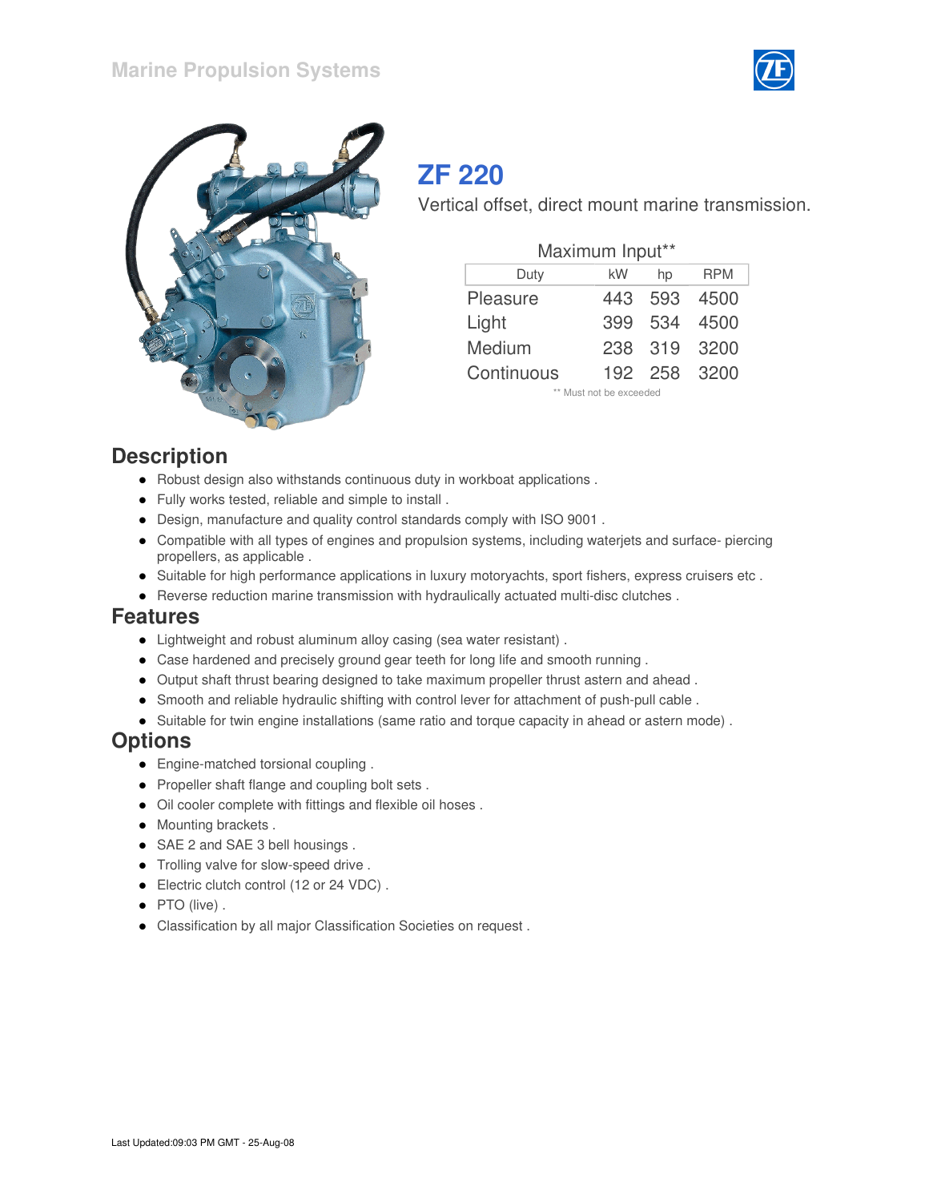Marine Propulsion Systems

# ZF 220

Vertical offset, direct mount marine transmission.

Maximum Input**

| Duty | kW | hp | RPM |
|---|---|---|---|
| Pleasure | 443 | 593 | 4500 |
| Light | 399 | 534 | 4500 |
| Medium | 238 | 319 | 3200 |
| Continuous | 192 | 258 | 3200 |

** Must not be exceeded

## Description

- Robust design also withstands continuous duty in workboat applications .
- Fully works tested, reliable and simple to install .
- Design, manufacture and quality control standards comply with ISO 9001 .
- Compatible with all types of engines and propulsion systems, including waterjets and surface- piercing propellers, as applicable .
- Suitable for high performance applications in luxury motoryachts, sport fishers, express cruisers etc .
- Reverse reduction marine transmission with hydraulically actuated multi-disc clutches .

## Features

- Lightweight and robust aluminum alloy casing (sea water resistant) .
- Case hardened and precisely ground gear teeth for long life and smooth running .
- Output shaft thrust bearing designed to take maximum propeller thrust astern and ahead .
- Smooth and reliable hydraulic shifting with control lever for attachment of push-pull cable .
- Suitable for twin engine installations (same ratio and torque capacity in ahead or astern mode) .

## Options

- Engine-matched torsional coupling .
- Propeller shaft flange and coupling bolt sets .
- Oil cooler complete with fittings and flexible oil hoses .
- Mounting brackets .
- SAE 2 and SAE 3 bell housings .
- Trolling valve for slow-speed drive .
- Electric clutch control (12 or 24 VDC) .
- PTO (live) .
- Classification by all major Classification Societies on request .

Last Updated:09:03 PM GMT - 25-Aug-08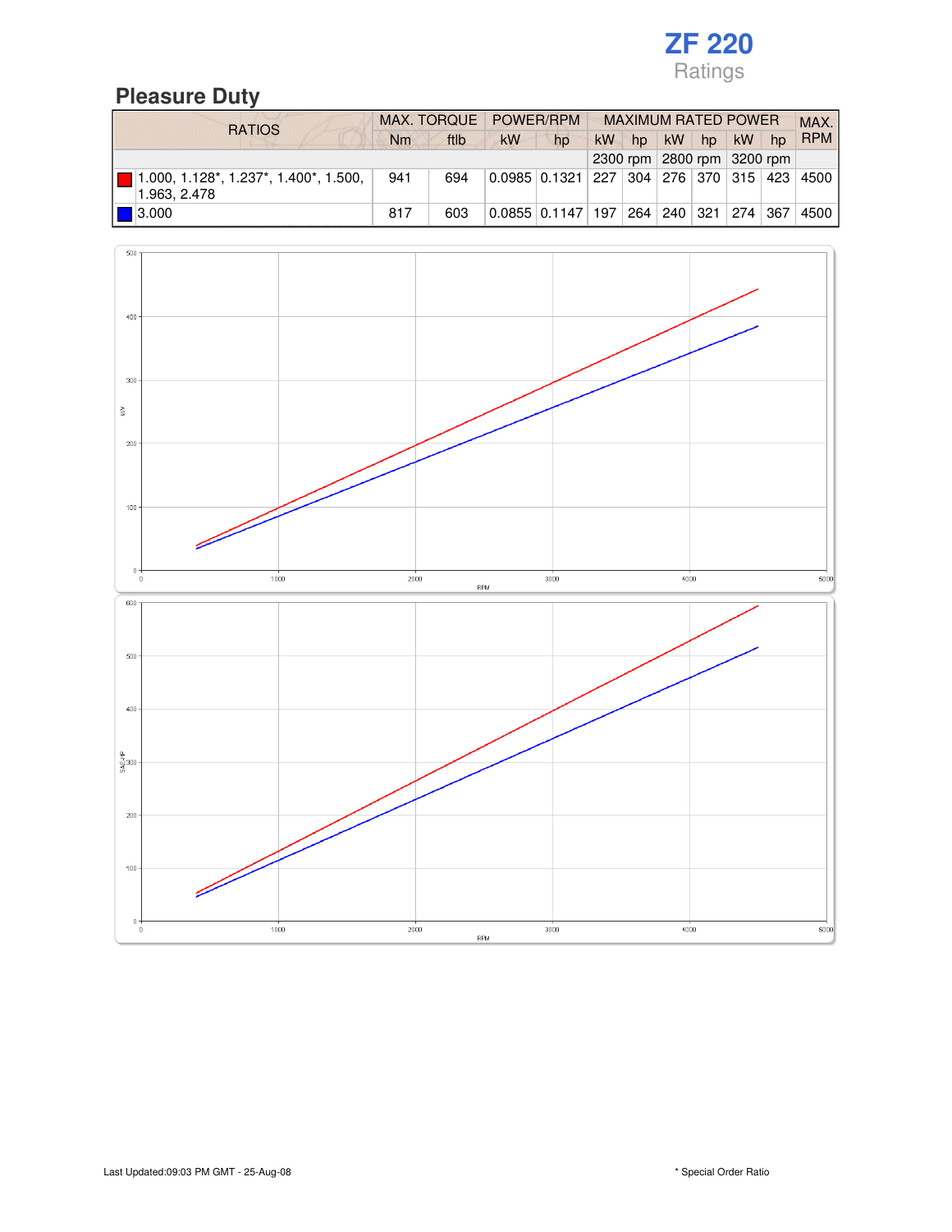## ZF 220

Ratings

## Pleasure Duty

| RATIOS | MAX. TORQUE | | POWER/RPM | | MAXIMUM RATED POWER | | | | | | MAX. RPM |
|---|---|---|---|---|---|---|---|---|---|---|---|
| | Nm | ftlb | kW | hp | kW | hp | kW | hp | kW | hp | |
| | | | | | 2300 rpm | | 2800 rpm | | 3200 rpm | | |
| 1.000, 1.128*, 1.237*, 1.400*, 1.500, 1.963, 2.478 | 941 | 694 | 0.0985 | 0.1321 | 227 | 304 | 276 | 370 | 315 | 423 | 4500 |
| 3.000 | 817 | 603 | 0.0855 | 0.1147 | 197 | 264 | 240 | 321 | 274 | 367 | 4500 |

Last Updated:09:03 PM GMT - 25-Aug-08

* Special Order Ratio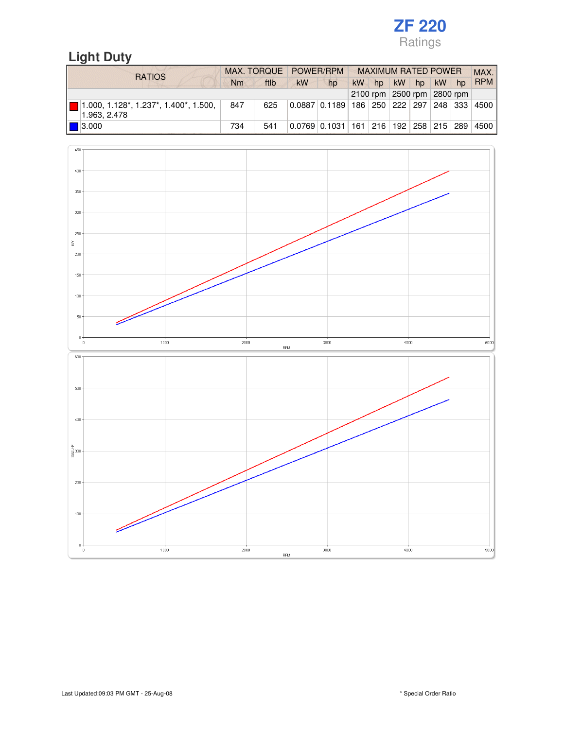**ZF 220**
Ratings

## Light Duty

| RATIOS | MAX. TORQUE | | POWER/RPM | | MAXIMUM RATED POWER | | | | | | MAX. RPM |
|---|---|---|---|---|---|---|---|---|---|---|---|
| | Nm | ftlb | kW | hp | kW | hp | kW | hp | kW | hp | |
| | | | | | 2100 rpm | | 2500 rpm | | 2800 rpm | | |
| 1.000, 1.128*, 1.237*, 1.400*, 1.500, 1.963, 2.478 | 847 | 625 | 0.0887 | 0.1189 | 186 | 250 | 222 | 297 | 248 | 333 | 4500 |
| 3.000 | 734 | 541 | 0.0769 | 0.1031 | 161 | 216 | 192 | 258 | 215 | 289 | 4500 |

Last Updated:09:03 PM GMT - 25-Aug-08

* Special Order Ratio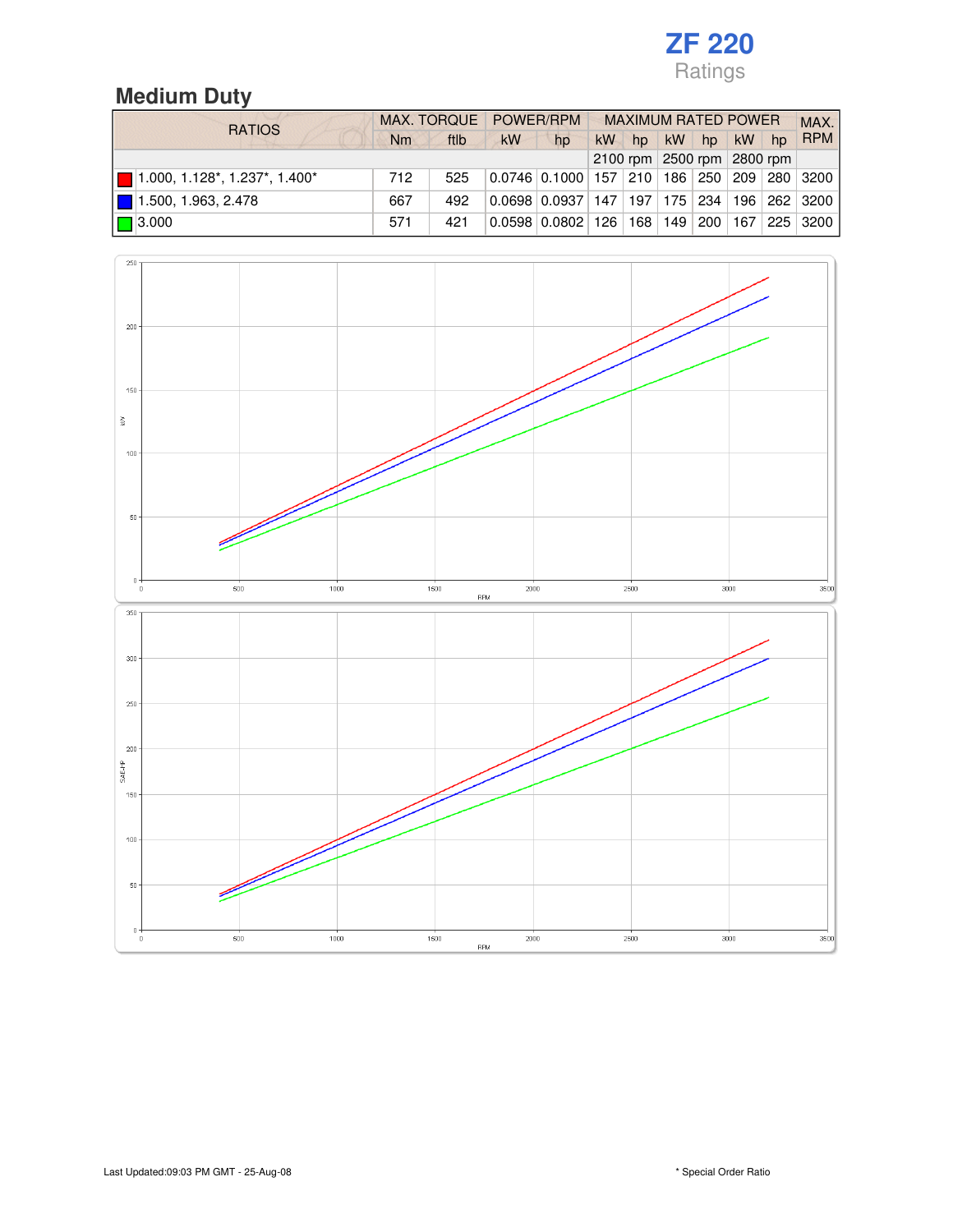# ZF 220
Ratings

## Medium Duty

| RATIOS | MAX. TORQUE | | POWER/RPM | | MAXIMUM RATED POWER | | | | | | MAX. RPM |
|---|---|---|---|---|---|---|---|---|---|---|---|
| | Nm | ftlb | kW | hp | kW | hp | kW | hp | kW | hp | |
| | | | | | 2100 rpm | | 2500 rpm | | 2800 rpm | | |
| 1.000, 1.128*, 1.237*, 1.400* | 712 | 525 | 0.0746 | 0.1000 | 157 | 210 | 186 | 250 | 209 | 280 | 3200 |
| 1.500, 1.963, 2.478 | 667 | 492 | 0.0698 | 0.0937 | 147 | 197 | 175 | 234 | 196 | 262 | 3200 |
| 3.000 | 571 | 421 | 0.0598 | 0.0802 | 126 | 168 | 149 | 200 | 167 | 225 | 3200 |

Last Updated:09:03 PM GMT - 25-Aug-08

\* Special Order Ratio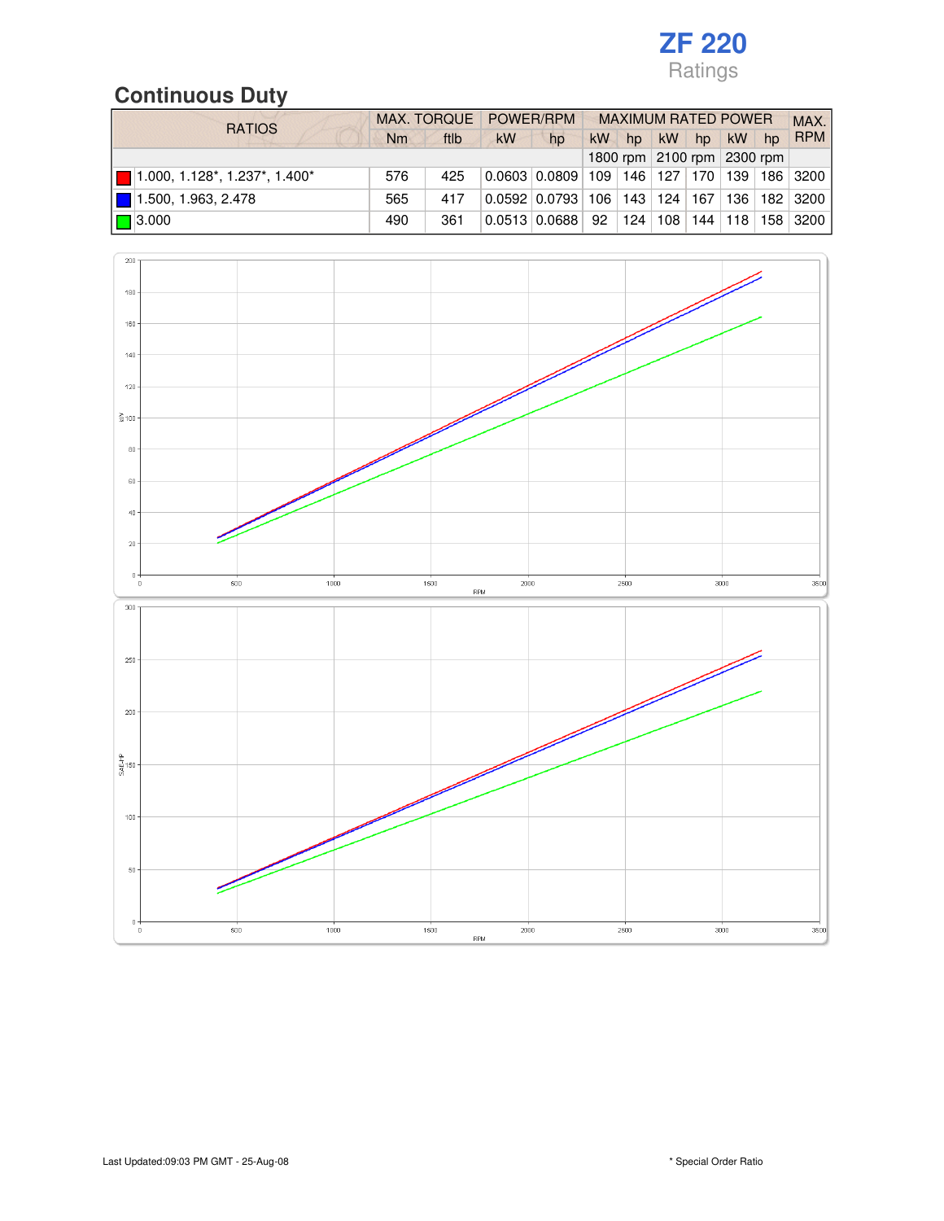# ZF 220

Ratings

## Continuous Duty

| RATIOS | MAX. TORQUE | | POWER/RPM | | MAXIMUM RATED POWER | | | | | | MAX. RPM |
|---|---|---|---|---|---|---|---|---|---|---|---|
| | Nm | ftlb | kW | hp | kW | hp | kW | hp | kW | hp | |
| | | | | | 1800 rpm | | 2100 rpm | | 2300 rpm | | |
| 1.000, 1.128*, 1.237*, 1.400* | 576 | 425 | 0.0603 | 0.0809 | 109 | 146 | 127 | 170 | 139 | 186 | 3200 |
| 1.500, 1.963, 2.478 | 565 | 417 | 0.0592 | 0.0793 | 106 | 143 | 124 | 167 | 136 | 182 | 3200 |
| 3.000 | 490 | 361 | 0.0513 | 0.0688 | 92 | 124 | 108 | 144 | 118 | 158 | 3200 |

Last Updated:09:03 PM GMT - 25-Aug-08

* Special Order Ratio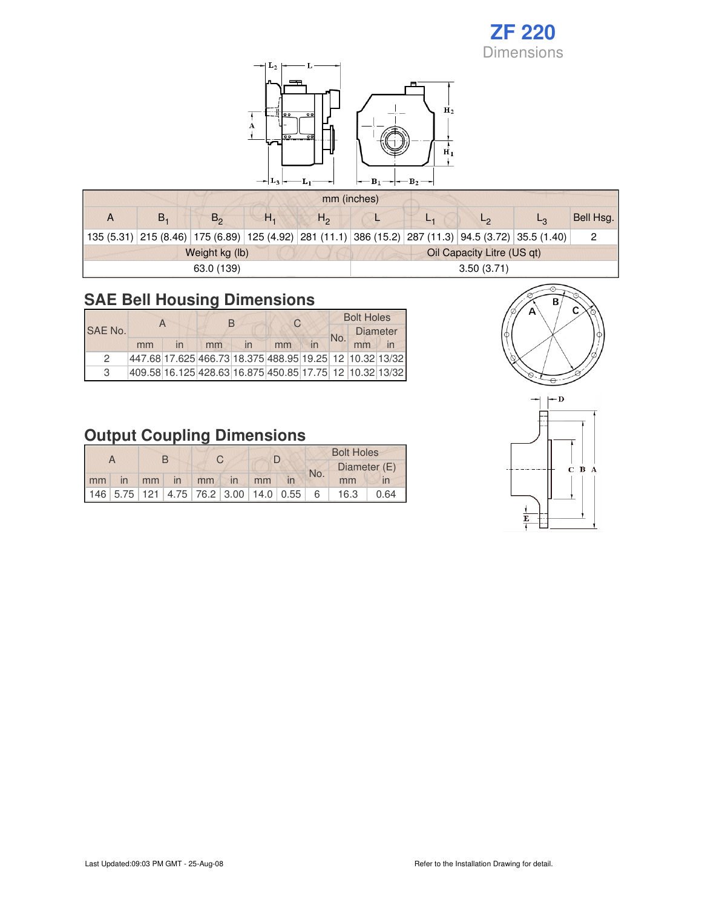# ZF 220

## Dimensions

| mm (inches) | | | | | | | | | |
|---|---|---|---|---|---|---|---|---|---|
| A | $B_1$ | $B_2$ | $H_1$ | $H_2$ | L | $L_1$ | $L_2$ | $L_3$ | Bell Hsg. |
| 135 (5.31) | 215 (8.46) | 175 (6.89) | 125 (4.92) | 281 (11.1) | 386 (15.2) | 287 (11.3) | 94.5 (3.72) | 35.5 (1.40) | 2 |

| Weight kg (lb) | Oil Capacity Litre (US qt) |
|---|---|
| 63.0 (139) | 3.50 (3.71) |

## SAE Bell Housing Dimensions

| SAE No. | A | | B | | C | | Bolt Holes | | |
|---|---|---|---|---|---|---|---|---|---|
| | | | | | | | No. | Diameter | |
| | mm | in | mm | in | mm | in | | mm | in |
| 2 | 447.68 | 17.625 | 466.73 | 18.375 | 488.95 | 19.25 | 12 | 10.32 | 13/32 |
| 3 | 409.58 | 16.125 | 428.63 | 16.875 | 450.85 | 17.75 | 12 | 10.32 | 13/32 |

## Output Coupling Dimensions

| A | | B | | C | | D | | Bolt Holes | | |
|---|---|---|---|---|---|---|---|---|---|---|
| | | | | | | | | No. | Diameter (E) | |
| mm | in | mm | in | mm | in | mm | in | | mm | in |
| 146 | 5.75 | 121 | 4.75 | 76.2 | 3.00 | 14.0 | 0.55 | 6 | 16.3 | 0.64 |

Last Updated:09:03 PM GMT - 25-Aug-08

Refer to the Installation Drawing for detail.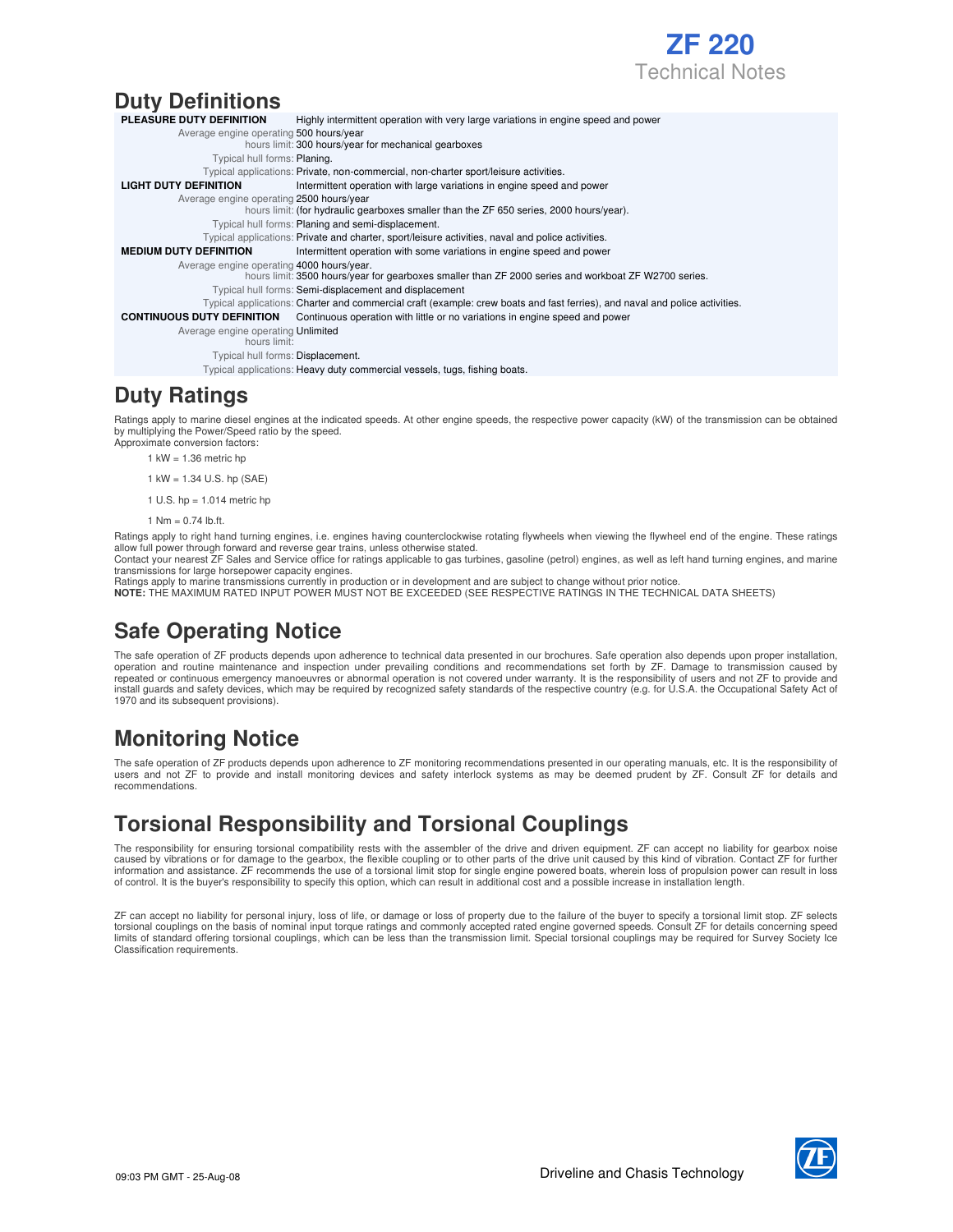# ZF 220

## Technical Notes

## Duty Definitions

| | |
|---|---|
| **PLEASURE DUTY DEFINITION** | Highly intermittent operation with very large variations in engine speed and power |
| Average engine operating hours limit: | 500 hours/year<br>300 hours/year for mechanical gearboxes |
| Typical hull forms: | Planing. |
| Typical applications: | Private, non-commercial, non-charter sport/leisure activities. |
| **LIGHT DUTY DEFINITION** | Intermittent operation with large variations in engine speed and power |
| Average engine operating hours limit: | 2500 hours/year<br>(for hydraulic gearboxes smaller than the ZF 650 series, 2000 hours/year). |
| Typical hull forms: | Planing and semi-displacement. |
| Typical applications: | Private and charter, sport/leisure activities, naval and police activities. |
| **MEDIUM DUTY DEFINITION** | Intermittent operation with some variations in engine speed and power |
| Average engine operating hours limit: | 4000 hours/year.<br>3500 hours/year for gearboxes smaller than ZF 2000 series and workboat ZF W2700 series. |
| Typical hull forms: | Semi-displacement and displacement |
| Typical applications: | Charter and commercial craft (example: crew boats and fast ferries), and naval and police activities. |
| **CONTINUOUS DUTY DEFINITION** | Continuous operation with little or no variations in engine speed and power |
| Average engine operating hours limit: | Unlimited |
| Typical hull forms: | Displacement. |
| Typical applications: | Heavy duty commercial vessels, tugs, fishing boats. |

## Duty Ratings

Ratings apply to marine diesel engines at the indicated speeds. At other engine speeds, the respective power capacity (kW) of the transmission can be obtained by multiplying the Power/Speed ratio by the speed.
Approximate conversion factors:

1 kW = 1.36 metric hp

1 kW = 1.34 U.S. hp (SAE)

1 U.S. hp = 1.014 metric hp

1 Nm = 0.74 lb.ft.

Ratings apply to right hand turning engines, i.e. engines having counterclockwise rotating flywheels when viewing the flywheel end of the engine. These ratings allow full power through forward and reverse gear trains, unless otherwise stated.
Contact your nearest ZF Sales and Service office for ratings applicable to gas turbines, gasoline (petrol) engines, as well as left hand turning engines, and marine transmissions for large horsepower capacity engines.
Ratings apply to marine transmissions currently in production or in development and are subject to change without prior notice.
**NOTE:** THE MAXIMUM RATED INPUT POWER MUST NOT BE EXCEEDED (SEE RESPECTIVE RATINGS IN THE TECHNICAL DATA SHEETS)

## Safe Operating Notice

The safe operation of ZF products depends upon adherence to technical data presented in our brochures. Safe operation also depends upon proper installation, operation and routine maintenance and inspection under prevailing conditions and recommendations set forth by ZF. Damage to transmission caused by repeated or continuous emergency manoeuvres or abnormal operation is not covered under warranty. It is the responsibility of users and not ZF to provide and install guards and safety devices, which may be required by recognized safety standards of the respective country (e.g. for U.S.A. the Occupational Safety Act of 1970 and its subsequent provisions).

## Monitoring Notice

The safe operation of ZF products depends upon adherence to ZF monitoring recommendations presented in our operating manuals, etc. It is the responsibility of users and not ZF to provide and install monitoring devices and safety interlock systems as may be deemed prudent by ZF. Consult ZF for details and recommendations.

## Torsional Responsibility and Torsional Couplings

The responsibility for ensuring torsional compatibility rests with the assembler of the drive and driven equipment. ZF can accept no liability for gearbox noise caused by vibrations or for damage to the gearbox, the flexible coupling or to other parts of the drive unit caused by this kind of vibration. Contact ZF for further information and assistance. ZF recommends the use of a torsional limit stop for single engine powered boats, wherein loss of propulsion power can result in loss of control. It is the buyer's responsibility to specify this option, which can result in additional cost and a possible increase in installation length.

ZF can accept no liability for personal injury, loss of life, or damage or loss of property due to the failure of the buyer to specify a torsional limit stop. ZF selects torsional couplings on the basis of nominal input torque ratings and commonly accepted rated engine governed speeds. Consult ZF for details concerning speed limits of standard offering torsional couplings, which can be less than the transmission limit. Special torsional couplings may be required for Survey Society Ice Classification requirements.

09:03 PM GMT - 25-Aug-08

Driveline and Chasis Technology